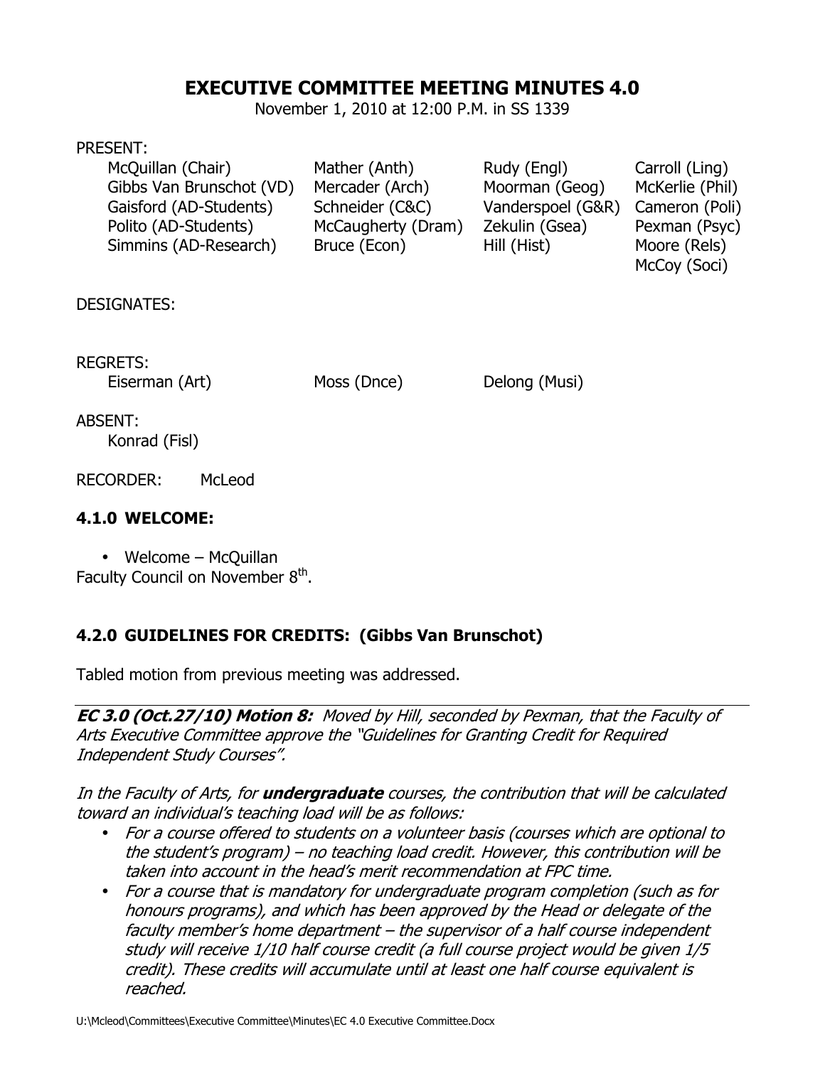# EXECUTIVE COMMITTEE MEETING MINUTES 4.0

November 1, 2010 at 12:00 P.M. in SS 1339

PRESENT:

| | | | |
|---|---|---|---|
| McQuillan (Chair) | Mather (Anth) | Rudy (Engl) | Carroll (Ling) |
| Gibbs Van Brunschot (VD) | Mercader (Arch) | Moorman (Geog) | McKerlie (Phil) |
| Gaisford (AD-Students) | Schneider (C&C) | Vanderspoel (G&R) | Cameron (Poli) |
| Polito (AD-Students) | McCaugherty (Dram) | Zekulin (Gsea) | Pexman (Psyc) |
| Simmins (AD-Research) | Bruce (Econ) | Hill (Hist) | Moore (Rels) |
| | | | McCoy (Soci) |

DESIGNATES:

REGRETS:

| | | |
|---|---|---|
| Eiserman (Art) | Moss (Dnce) | Delong (Musi) |

ABSENT:

Konrad (Fisl)

RECORDER: McLeod

## 4.1.0 WELCOME:

- Welcome – McQuillan

Faculty Council on November 8th.

## 4.2.0 GUIDELINES FOR CREDITS: (Gibbs Van Brunschot)

Tabled motion from previous meeting was addressed.

---

***EC 3.0 (Oct.27/10) Motion 8:*** *Moved by Hill, seconded by Pexman, that the Faculty of Arts Executive Committee approve the "Guidelines for Granting Credit for Required Independent Study Courses".*

*In the Faculty of Arts, for **undergraduate** courses, the contribution that will be calculated toward an individual's teaching load will be as follows:*

- *For a course offered to students on a volunteer basis (courses which are optional to the student's program) – no teaching load credit. However, this contribution will be taken into account in the head's merit recommendation at FPC time.*
- *For a course that is mandatory for undergraduate program completion (such as for honours programs), and which has been approved by the Head or delegate of the faculty member's home department – the supervisor of a half course independent study will receive 1/10 half course credit (a full course project would be given 1/5 credit). These credits will accumulate until at least one half course equivalent is reached.*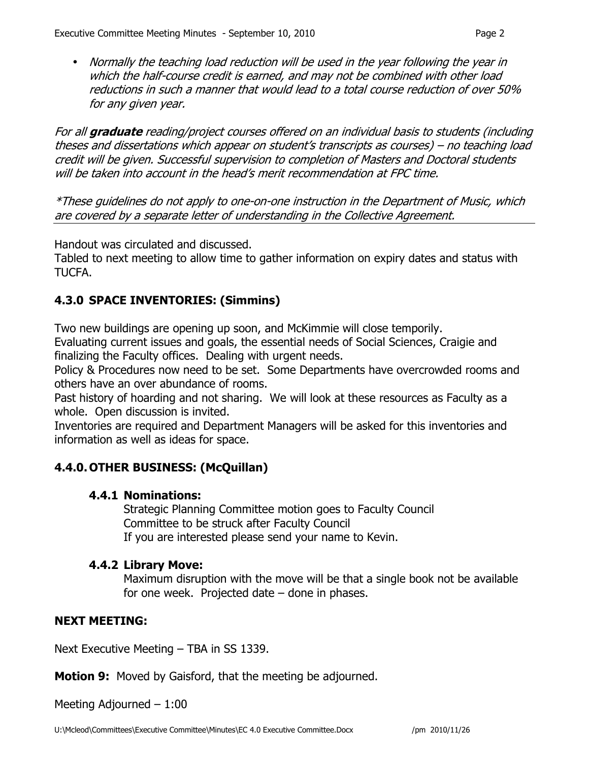- *Normally the teaching load reduction will be used in the year following the year in which the half-course credit is earned, and may not be combined with other load reductions in such a manner that would lead to a total course reduction of over 50% for any given year.*

*For all **graduate** reading/project courses offered on an individual basis to students (including theses and dissertations which appear on student's transcripts as courses) – no teaching load credit will be given. Successful supervision to completion of Masters and Doctoral students will be taken into account in the head's merit recommendation at FPC time.*

*\*These guidelines do not apply to one-on-one instruction in the Department of Music, which are covered by a separate letter of understanding in the Collective Agreement.*

---

Handout was circulated and discussed.
Tabled to next meeting to allow time to gather information on expiry dates and status with TUCFA.

### 4.3.0 SPACE INVENTORIES: (Simmins)

Two new buildings are opening up soon, and McKimmie will close temporily.
Evaluating current issues and goals, the essential needs of Social Sciences, Craigie and finalizing the Faculty offices. Dealing with urgent needs.
Policy & Procedures now need to be set. Some Departments have overcrowded rooms and others have an over abundance of rooms.
Past history of hoarding and not sharing. We will look at these resources as Faculty as a whole. Open discussion is invited.
Inventories are required and Department Managers will be asked for this inventories and information as well as ideas for space.

### 4.4.0. OTHER BUSINESS: (McQuillan)

#### 4.4.1 Nominations:

Strategic Planning Committee motion goes to Faculty Council
Committee to be struck after Faculty Council
If you are interested please send your name to Kevin.

#### 4.4.2 Library Move:

Maximum disruption with the move will be that a single book not be available for one week. Projected date – done in phases.

### NEXT MEETING:

Next Executive Meeting – TBA in SS 1339.

**Motion 9:** Moved by Gaisford, that the meeting be adjourned.

Meeting Adjourned – 1:00

U:\Mcleod\Committees\Executive Committee\Minutes\EC 4.0 Executive Committee.Docx /pm 2010/11/26